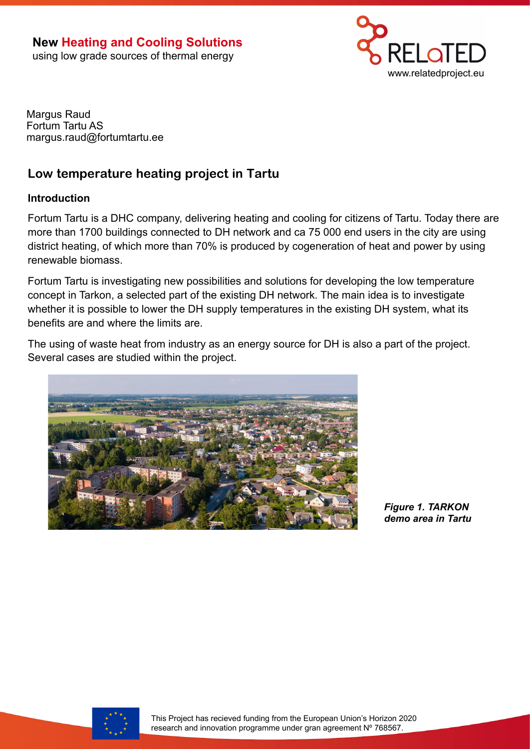**New Heating and Cooling Solutions**
using low grade sources of thermal energy

Margus Raud
Fortum Tartu AS
margus.raud@fortumtartu.ee

## Low temperature heating project in Tartu

### Introduction

Fortum Tartu is a DHC company, delivering heating and cooling for citizens of Tartu. Today there are more than 1700 buildings connected to DH network and ca 75 000 end users in the city are using district heating, of which more than 70% is produced by cogeneration of heat and power by using renewable biomass.

Fortum Tartu is investigating new possibilities and solutions for developing the low temperature concept in Tarkon, a selected part of the existing DH network. The main idea is to investigate whether it is possible to lower the DH supply temperatures in the existing DH system, what its benefits are and where the limits are.

The using of waste heat from industry as an energy source for DH is also a part of the project. Several cases are studied within the project.

***Figure 1. TARKON demo area in Tartu***

This Project has recieved funding from the European Union's Horizon 2020 research and innovation programme under gran agreement Nº 768567.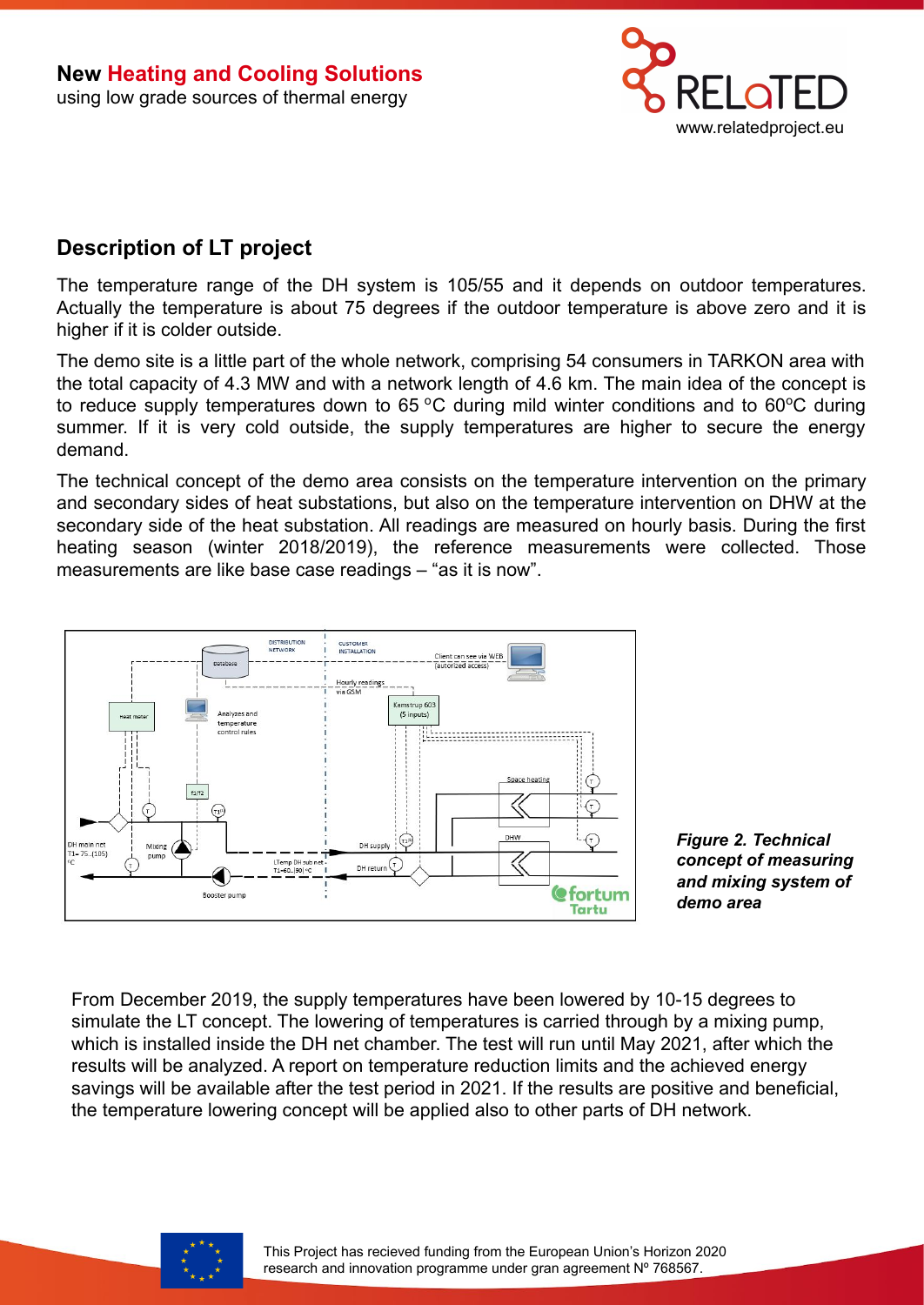## Description of LT project

The temperature range of the DH system is 105/55 and it depends on outdoor temperatures. Actually the temperature is about 75 degrees if the outdoor temperature is above zero and it is higher if it is colder outside.

The demo site is a little part of the whole network, comprising 54 consumers in TARKON area with the total capacity of 4.3 MW and with a network length of 4.6 km. The main idea of the concept is to reduce supply temperatures down to 65 °C during mild winter conditions and to 60°C during summer. If it is very cold outside, the supply temperatures are higher to secure the energy demand.

The technical concept of the demo area consists on the temperature intervention on the primary and secondary sides of heat substations, but also on the temperature intervention on DHW at the secondary side of the heat substation. All readings are measured on hourly basis. During the first heating season (winter 2018/2019), the reference measurements were collected. Those measurements are like base case readings – "as it is now".

***Figure 2. Technical concept of measuring and mixing system of demo area***

From December 2019, the supply temperatures have been lowered by 10-15 degrees to simulate the LT concept. The lowering of temperatures is carried through by a mixing pump, which is installed inside the DH net chamber. The test will run until May 2021, after which the results will be analyzed. A report on temperature reduction limits and the achieved energy savings will be available after the test period in 2021. If the results are positive and beneficial, the temperature lowering concept will be applied also to other parts of DH network.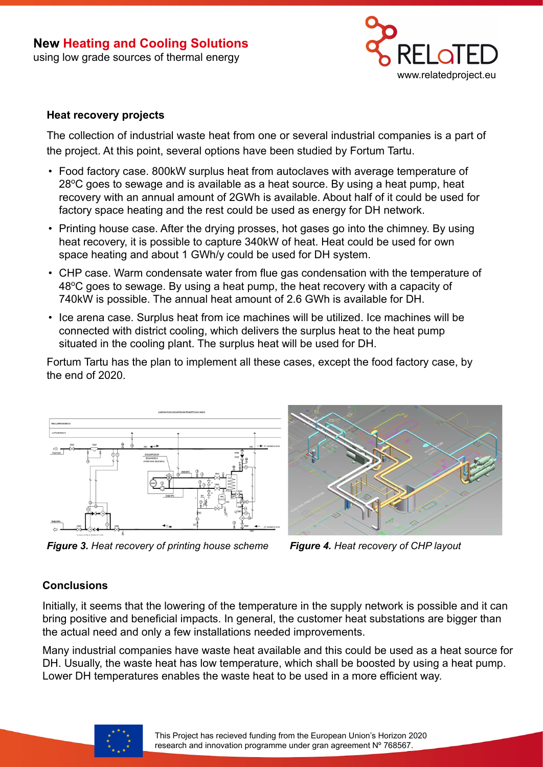### Heat recovery projects

The collection of industrial waste heat from one or several industrial companies is a part of the project. At this point, several options have been studied by Fortum Tartu.

- Food factory case. 800kW surplus heat from autoclaves with average temperature of 28°C goes to sewage and is available as a heat source. By using a heat pump, heat recovery with an annual amount of 2GWh is available. About half of it could be used for factory space heating and the rest could be used as energy for DH network.
- Printing house case. After the drying prosses, hot gases go into the chimney. By using heat recovery, it is possible to capture 340kW of heat. Heat could be used for own space heating and about 1 GWh/y could be used for DH system.
- CHP case. Warm condensate water from flue gas condensation with the temperature of 48°C goes to sewage. By using a heat pump, the heat recovery with a capacity of 740kW is possible. The annual heat amount of 2.6 GWh is available for DH.
- Ice arena case. Surplus heat from ice machines will be utilized. Ice machines will be connected with district cooling, which delivers the surplus heat to the heat pump situated in the cooling plant. The surplus heat will be used for DH.

Fortum Tartu has the plan to implement all these cases, except the food factory case, by the end of 2020.

***Figure 3.*** *Heat recovery of printing house scheme*

***Figure 4.*** *Heat recovery of CHP layout*

### Conclusions

Initially, it seems that the lowering of the temperature in the supply network is possible and it can bring positive and beneficial impacts. In general, the customer heat substations are bigger than the actual need and only a few installations needed improvements.

Many industrial companies have waste heat available and this could be used as a heat source for DH. Usually, the waste heat has low temperature, which shall be boosted by using a heat pump. Lower DH temperatures enables the waste heat to be used in a more efficient way.